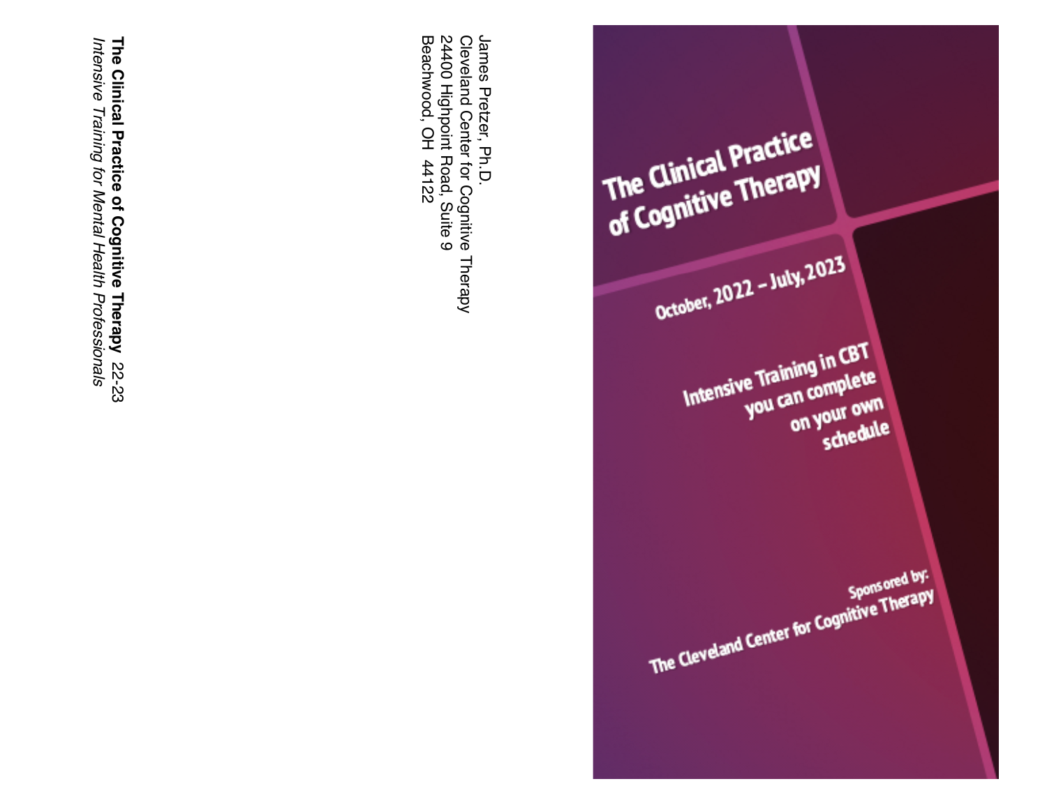# The Clinical Practice of Cognitive Therapy

October, 2022 – July, 2023

Intensive Training in CBT you can complete on your own schedule

Sponsored by:
The Cleveland Center for Cognitive Therapy

James Pretzer, Ph.D.
Cleveland Center for Cognitive Therapy
24400 Highpoint Road, Suite 9
Beachwood, OH 44122

**The Clinical Practice of Cognitive Therapy** *22-23*
*Intensive Training for Mental Health Professionals*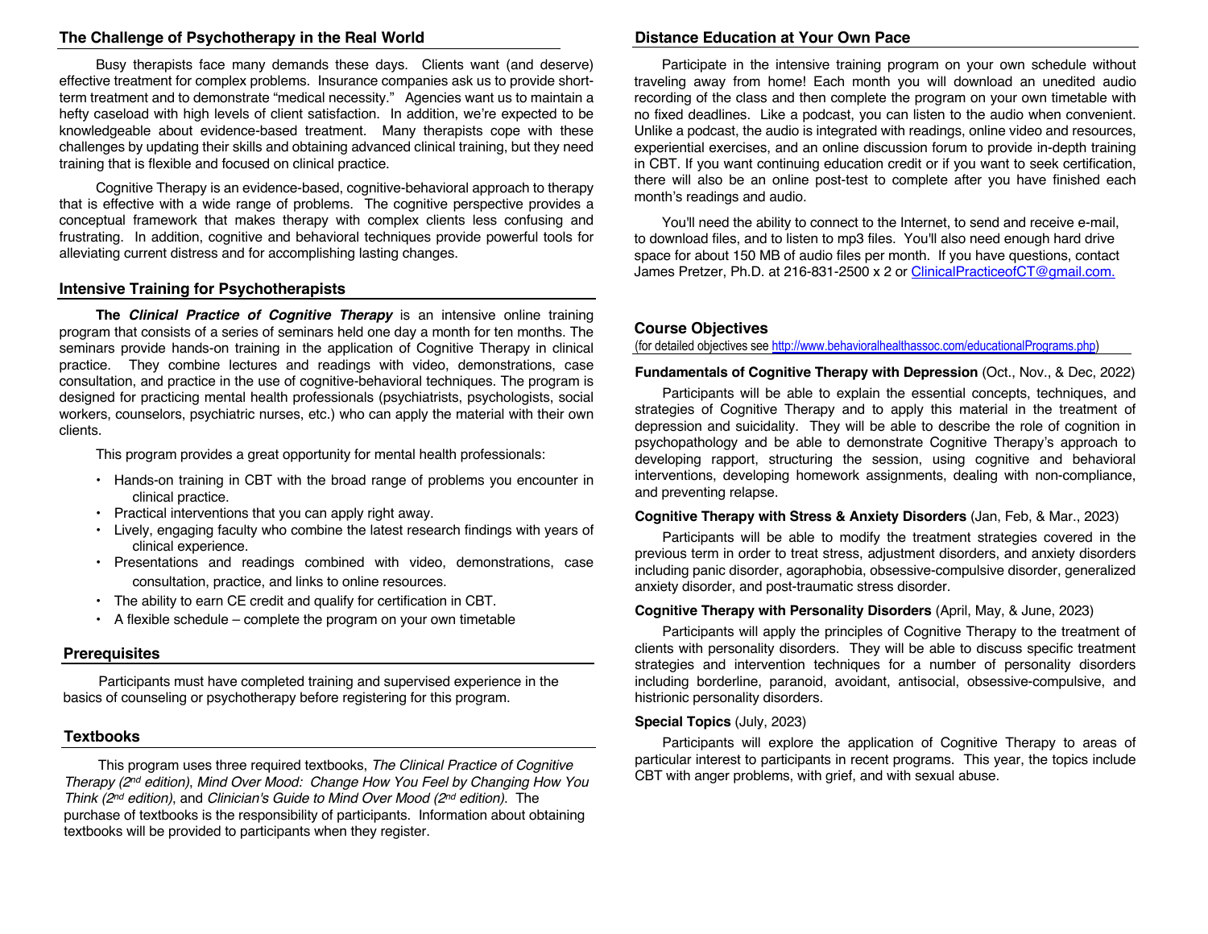## The Challenge of Psychotherapy in the Real World

Busy therapists face many demands these days. Clients want (and deserve) effective treatment for complex problems. Insurance companies ask us to provide short-term treatment and to demonstrate "medical necessity." Agencies want us to maintain a hefty caseload with high levels of client satisfaction. In addition, we're expected to be knowledgeable about evidence-based treatment. Many therapists cope with these challenges by updating their skills and obtaining advanced clinical training, but they need training that is flexible and focused on clinical practice.

Cognitive Therapy is an evidence-based, cognitive-behavioral approach to therapy that is effective with a wide range of problems. The cognitive perspective provides a conceptual framework that makes therapy with complex clients less confusing and frustrating. In addition, cognitive and behavioral techniques provide powerful tools for alleviating current distress and for accomplishing lasting changes.

## Intensive Training for Psychotherapists

**The *Clinical Practice of Cognitive Therapy*** is an intensive online training program that consists of a series of seminars held one day a month for ten months. The seminars provide hands-on training in the application of Cognitive Therapy in clinical practice. They combine lectures and readings with video, demonstrations, case consultation, and practice in the use of cognitive-behavioral techniques. The program is designed for practicing mental health professionals (psychiatrists, psychologists, social workers, counselors, psychiatric nurses, etc.) who can apply the material with their own clients.

This program provides a great opportunity for mental health professionals:

- Hands-on training in CBT with the broad range of problems you encounter in clinical practice.
- Practical interventions that you can apply right away.
- Lively, engaging faculty who combine the latest research findings with years of clinical experience.
- Presentations and readings combined with video, demonstrations, case consultation, practice, and links to online resources.
- The ability to earn CE credit and qualify for certification in CBT.
- A flexible schedule – complete the program on your own timetable

## Prerequisites

Participants must have completed training and supervised experience in the basics of counseling or psychotherapy before registering for this program.

## Textbooks

This program uses three required textbooks, *The Clinical Practice of Cognitive Therapy (2nd edition)*, *Mind Over Mood: Change How You Feel by Changing How You Think (2nd edition)*, and *Clinician's Guide to Mind Over Mood (2nd edition)*. The purchase of textbooks is the responsibility of participants. Information about obtaining textbooks will be provided to participants when they register.

## Distance Education at Your Own Pace

Participate in the intensive training program on your own schedule without traveling away from home! Each month you will download an unedited audio recording of the class and then complete the program on your own timetable with no fixed deadlines. Like a podcast, you can listen to the audio when convenient. Unlike a podcast, the audio is integrated with readings, online video and resources, experiential exercises, and an online discussion forum to provide in-depth training in CBT. If you want continuing education credit or if you want to seek certification, there will also be an online post-test to complete after you have finished each month's readings and audio.

You'll need the ability to connect to the Internet, to send and receive e-mail, to download files, and to listen to mp3 files. You'll also need enough hard drive space for about 150 MB of audio files per month. If you have questions, contact James Pretzer, Ph.D. at 216-831-2500 x 2 or ClinicalPracticeofCT@gmail.com.

## Course Objectives

(for detailed objectives see http://www.behavioralhealthassoc.com/educationalPrograms.php)

**Fundamentals of Cognitive Therapy with Depression** (Oct., Nov., & Dec, 2022)

Participants will be able to explain the essential concepts, techniques, and strategies of Cognitive Therapy and to apply this material in the treatment of depression and suicidality. They will be able to describe the role of cognition in psychopathology and be able to demonstrate Cognitive Therapy's approach to developing rapport, structuring the session, using cognitive and behavioral interventions, developing homework assignments, dealing with non-compliance, and preventing relapse.

**Cognitive Therapy with Stress & Anxiety Disorders** (Jan, Feb, & Mar., 2023)

Participants will be able to modify the treatment strategies covered in the previous term in order to treat stress, adjustment disorders, and anxiety disorders including panic disorder, agoraphobia, obsessive-compulsive disorder, generalized anxiety disorder, and post-traumatic stress disorder.

**Cognitive Therapy with Personality Disorders** (April, May, & June, 2023)

Participants will apply the principles of Cognitive Therapy to the treatment of clients with personality disorders. They will be able to discuss specific treatment strategies and intervention techniques for a number of personality disorders including borderline, paranoid, avoidant, antisocial, obsessive-compulsive, and histrionic personality disorders.

**Special Topics** (July, 2023)

Participants will explore the application of Cognitive Therapy to areas of particular interest to participants in recent programs. This year, the topics include CBT with anger problems, with grief, and with sexual abuse.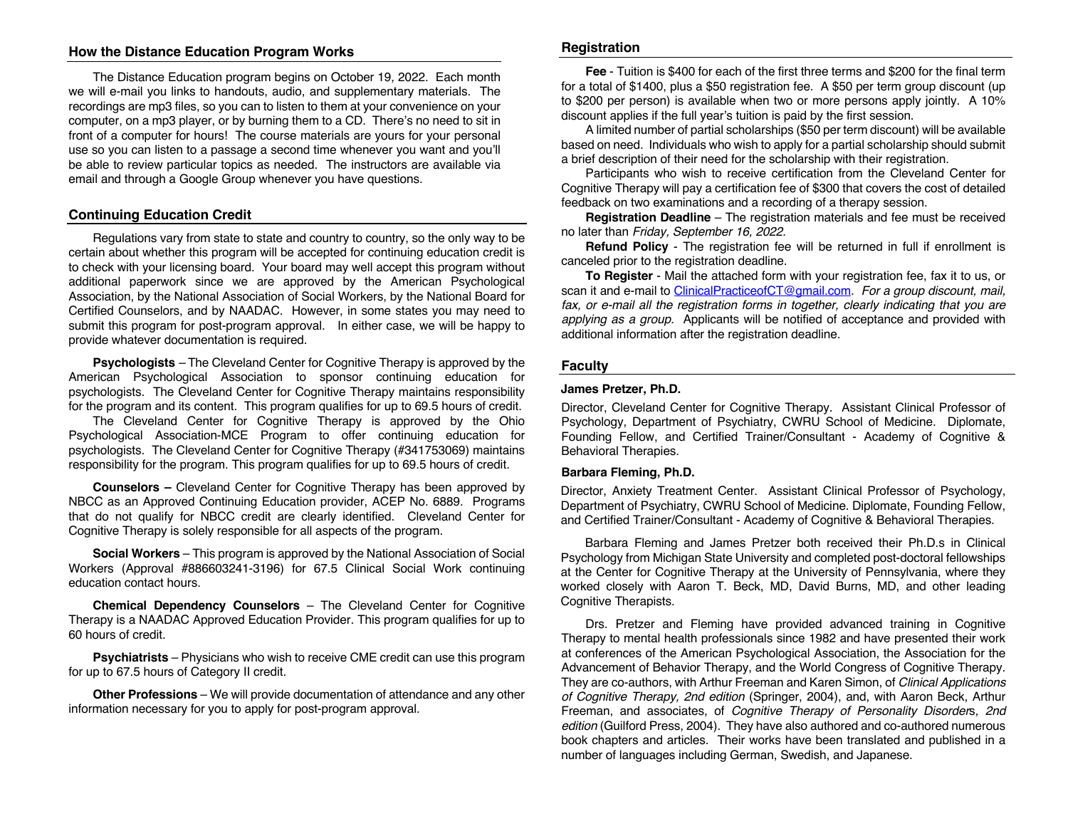## How the Distance Education Program Works

The Distance Education program begins on October 19, 2022. Each month we will e-mail you links to handouts, audio, and supplementary materials. The recordings are mp3 files, so you can to listen to them at your convenience on your computer, on a mp3 player, or by burning them to a CD. There's no need to sit in front of a computer for hours! The course materials are yours for your personal use so you can listen to a passage a second time whenever you want and you'll be able to review particular topics as needed. The instructors are available via email and through a Google Group whenever you have questions.

## Continuing Education Credit

Regulations vary from state to state and country to country, so the only way to be certain about whether this program will be accepted for continuing education credit is to check with your licensing board. Your board may well accept this program without additional paperwork since we are approved by the American Psychological Association, by the National Association of Social Workers, by the National Board for Certified Counselors, and by NAADAC. However, in some states you may need to submit this program for post-program approval. In either case, we will be happy to provide whatever documentation is required.

**Psychologists** – The Cleveland Center for Cognitive Therapy is approved by the American Psychological Association to sponsor continuing education for psychologists. The Cleveland Center for Cognitive Therapy maintains responsibility for the program and its content. This program qualifies for up to 69.5 hours of credit.

The Cleveland Center for Cognitive Therapy is approved by the Ohio Psychological Association-MCE Program to offer continuing education for psychologists. The Cleveland Center for Cognitive Therapy (#341753069) maintains responsibility for the program. This program qualifies for up to 69.5 hours of credit.

**Counselors –** Cleveland Center for Cognitive Therapy has been approved by NBCC as an Approved Continuing Education provider, ACEP No. 6889. Programs that do not qualify for NBCC credit are clearly identified. Cleveland Center for Cognitive Therapy is solely responsible for all aspects of the program.

**Social Workers** – This program is approved by the National Association of Social Workers (Approval #886603241-3196) for 67.5 Clinical Social Work continuing education contact hours.

**Chemical Dependency Counselors** – The Cleveland Center for Cognitive Therapy is a NAADAC Approved Education Provider. This program qualifies for up to 60 hours of credit.

**Psychiatrists** – Physicians who wish to receive CME credit can use this program for up to 67.5 hours of Category II credit.

**Other Professions** – We will provide documentation of attendance and any other information necessary for you to apply for post-program approval.

## Registration

**Fee** - Tuition is $400 for each of the first three terms and $200 for the final term for a total of $1400, plus a $50 registration fee. A $50 per term group discount (up to $200 per person) is available when two or more persons apply jointly. A 10% discount applies if the full year's tuition is paid by the first session.

A limited number of partial scholarships ($50 per term discount) will be available based on need. Individuals who wish to apply for a partial scholarship should submit a brief description of their need for the scholarship with their registration.

Participants who wish to receive certification from the Cleveland Center for Cognitive Therapy will pay a certification fee of $300 that covers the cost of detailed feedback on two examinations and a recording of a therapy session.

**Registration Deadline** – The registration materials and fee must be received no later than *Friday, September 16, 2022.*

**Refund Policy** - The registration fee will be returned in full if enrollment is canceled prior to the registration deadline.

**To Register** - Mail the attached form with your registration fee, fax it to us, or scan it and e-mail to ClinicalPracticeofCT@gmail.com. *For a group discount, mail, fax, or e-mail all the registration forms in together, clearly indicating that you are applying as a group.* Applicants will be notified of acceptance and provided with additional information after the registration deadline.

## Faculty

**James Pretzer, Ph.D.**

Director, Cleveland Center for Cognitive Therapy. Assistant Clinical Professor of Psychology, Department of Psychiatry, CWRU School of Medicine. Diplomate, Founding Fellow, and Certified Trainer/Consultant - Academy of Cognitive & Behavioral Therapies.

**Barbara Fleming, Ph.D.**

Director, Anxiety Treatment Center. Assistant Clinical Professor of Psychology, Department of Psychiatry, CWRU School of Medicine. Diplomate, Founding Fellow, and Certified Trainer/Consultant - Academy of Cognitive & Behavioral Therapies.

Barbara Fleming and James Pretzer both received their Ph.D.s in Clinical Psychology from Michigan State University and completed post-doctoral fellowships at the Center for Cognitive Therapy at the University of Pennsylvania, where they worked closely with Aaron T. Beck, MD, David Burns, MD, and other leading Cognitive Therapists.

Drs. Pretzer and Fleming have provided advanced training in Cognitive Therapy to mental health professionals since 1982 and have presented their work at conferences of the American Psychological Association, the Association for the Advancement of Behavior Therapy, and the World Congress of Cognitive Therapy. They are co-authors, with Arthur Freeman and Karen Simon, of *Clinical Applications of Cognitive Therapy, 2nd edition* (Springer, 2004), and, with Aaron Beck, Arthur Freeman, and associates, of *Cognitive Therapy of Personality Disorders, 2nd edition* (Guilford Press, 2004). They have also authored and co-authored numerous book chapters and articles. Their works have been translated and published in a number of languages including German, Swedish, and Japanese.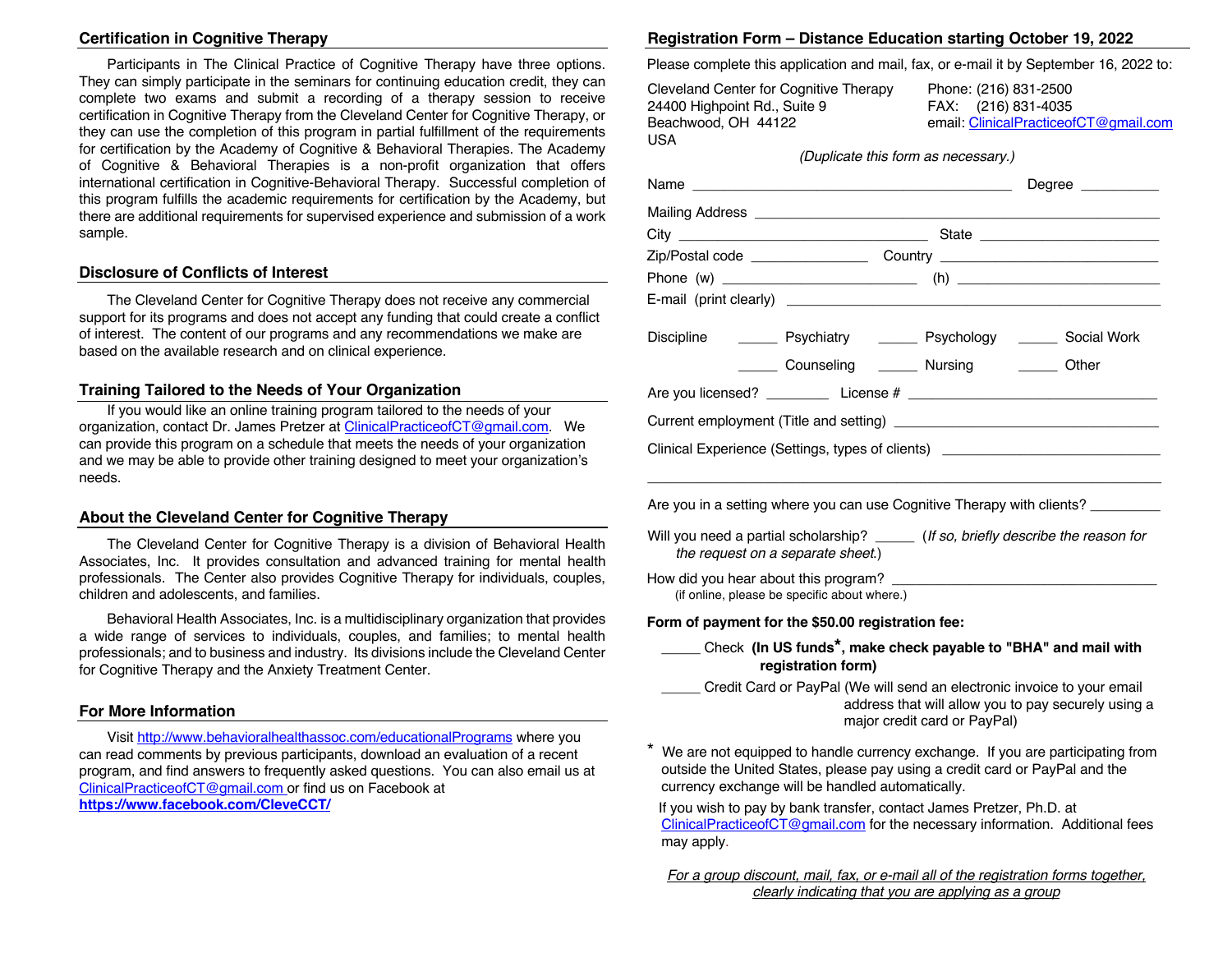## Certification in Cognitive Therapy

Participants in The Clinical Practice of Cognitive Therapy have three options. They can simply participate in the seminars for continuing education credit, they can complete two exams and submit a recording of a therapy session to receive certification in Cognitive Therapy from the Cleveland Center for Cognitive Therapy, or they can use the completion of this program in partial fulfillment of the requirements for certification by the Academy of Cognitive & Behavioral Therapies. The Academy of Cognitive & Behavioral Therapies is a non-profit organization that offers international certification in Cognitive-Behavioral Therapy. Successful completion of this program fulfills the academic requirements for certification by the Academy, but there are additional requirements for supervised experience and submission of a work sample.

## Disclosure of Conflicts of Interest

The Cleveland Center for Cognitive Therapy does not receive any commercial support for its programs and does not accept any funding that could create a conflict of interest. The content of our programs and any recommendations we make are based on the available research and on clinical experience.

## Training Tailored to the Needs of Your Organization

If you would like an online training program tailored to the needs of your organization, contact Dr. James Pretzer at ClinicalPracticeofCT@gmail.com. We can provide this program on a schedule that meets the needs of your organization and we may be able to provide other training designed to meet your organization's needs.

## About the Cleveland Center for Cognitive Therapy

The Cleveland Center for Cognitive Therapy is a division of Behavioral Health Associates, Inc. It provides consultation and advanced training for mental health professionals. The Center also provides Cognitive Therapy for individuals, couples, children and adolescents, and families.

Behavioral Health Associates, Inc. is a multidisciplinary organization that provides a wide range of services to individuals, couples, and families; to mental health professionals; and to business and industry. Its divisions include the Cleveland Center for Cognitive Therapy and the Anxiety Treatment Center.

## For More Information

Visit http://www.behavioralhealthassoc.com/educationalPrograms where you can read comments by previous participants, download an evaluation of a recent program, and find answers to frequently asked questions. You can also email us at ClinicalPracticeofCT@gmail.com or find us on Facebook at **https://www.facebook.com/CleveCCT/**

## Registration Form – Distance Education starting October 19, 2022

Please complete this application and mail, fax, or e-mail it by September 16, 2022 to:

Cleveland Center for Cognitive Therapy
24400 Highpoint Rd., Suite 9
Beachwood, OH 44122
USA

Phone: (216) 831-2500
FAX: (216) 831-4035
email: ClinicalPracticeofCT@gmail.com

*(Duplicate this form as necessary.)*

Name ________________________________ Degree __________

Mailing Address ________________________________

City ________________________ State ________________

Zip/Postal code ____________ Country ____________________

Phone (w) ____________________ (h) ____________________

E-mail (print clearly) ________________________________

Discipline _____ Psychiatry _____ Psychology _____ Social Work

_____ Counseling _____ Nursing _____ Other

Are you licensed? ________ License # ________________________

Current employment (Title and setting) ________________________

Clinical Experience (Settings, types of clients) ____________________

________________________________________________

Are you in a setting where you can use Cognitive Therapy with clients? _________

Will you need a partial scholarship? _____ (*If so, briefly describe the reason for the request on a separate sheet.*)

How did you hear about this program? ____________________________
(if online, please be specific about where.)

**Form of payment for the $50.00 registration fee:**

_____ Check **(In US funds\*, make check payable to "BHA" and mail with registration form)**

_____ Credit Card or PayPal (We will send an electronic invoice to your email address that will allow you to pay securely using a major credit card or PayPal)

\* We are not equipped to handle currency exchange. If you are participating from outside the United States, please pay using a credit card or PayPal and the currency exchange will be handled automatically.

If you wish to pay by bank transfer, contact James Pretzer, Ph.D. at ClinicalPracticeofCT@gmail.com for the necessary information. Additional fees may apply.

*For a group discount, mail, fax, or e-mail all of the registration forms together, clearly indicating that you are applying as a group*